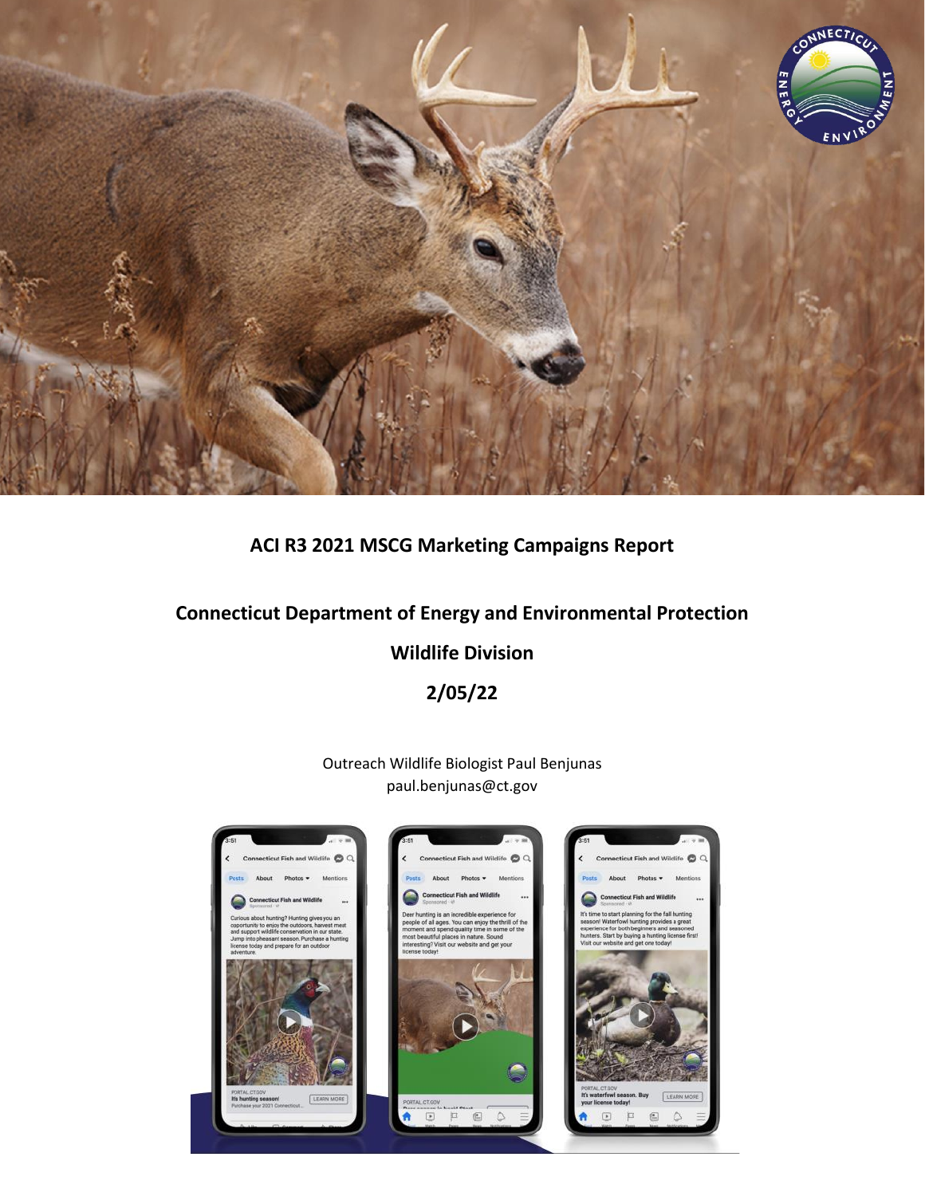# ACI R3 2021 MSCG Marketing Campaigns Report

## Connecticut Department of Energy and Environmental Protection

## Wildlife Division

## 2/05/22

Outreach Wildlife Biologist Paul Benjunas
paul.benjunas@ct.gov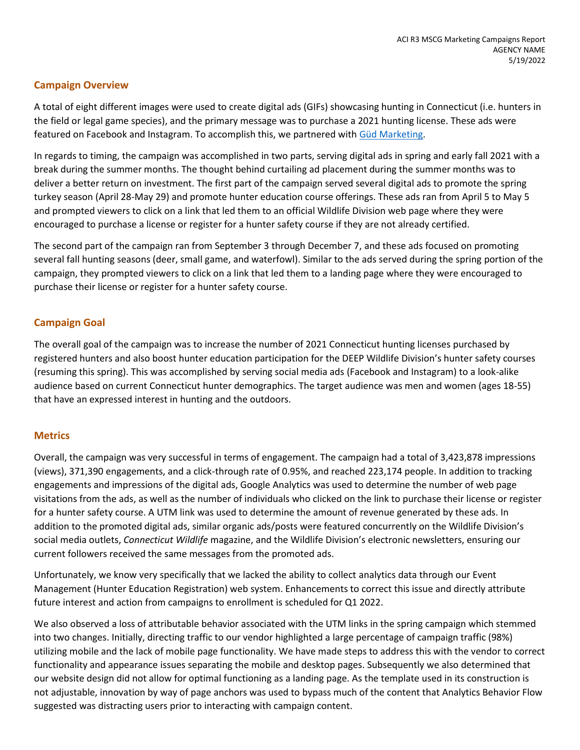ACI R3 MSCG Marketing Campaigns Report
AGENCY NAME
5/19/2022

## Campaign Overview

A total of eight different images were used to create digital ads (GIFs) showcasing hunting in Connecticut (i.e. hunters in the field or legal game species), and the primary message was to purchase a 2021 hunting license. These ads were featured on Facebook and Instagram. To accomplish this, we partnered with Güd Marketing.

In regards to timing, the campaign was accomplished in two parts, serving digital ads in spring and early fall 2021 with a break during the summer months. The thought behind curtailing ad placement during the summer months was to deliver a better return on investment. The first part of the campaign served several digital ads to promote the spring turkey season (April 28-May 29) and promote hunter education course offerings. These ads ran from April 5 to May 5 and prompted viewers to click on a link that led them to an official Wildlife Division web page where they were encouraged to purchase a license or register for a hunter safety course if they are not already certified.

The second part of the campaign ran from September 3 through December 7, and these ads focused on promoting several fall hunting seasons (deer, small game, and waterfowl). Similar to the ads served during the spring portion of the campaign, they prompted viewers to click on a link that led them to a landing page where they were encouraged to purchase their license or register for a hunter safety course.

## Campaign Goal

The overall goal of the campaign was to increase the number of 2021 Connecticut hunting licenses purchased by registered hunters and also boost hunter education participation for the DEEP Wildlife Division's hunter safety courses (resuming this spring). This was accomplished by serving social media ads (Facebook and Instagram) to a look-alike audience based on current Connecticut hunter demographics. The target audience was men and women (ages 18-55) that have an expressed interest in hunting and the outdoors.

## Metrics

Overall, the campaign was very successful in terms of engagement. The campaign had a total of 3,423,878 impressions (views), 371,390 engagements, and a click-through rate of 0.95%, and reached 223,174 people. In addition to tracking engagements and impressions of the digital ads, Google Analytics was used to determine the number of web page visitations from the ads, as well as the number of individuals who clicked on the link to purchase their license or register for a hunter safety course. A UTM link was used to determine the amount of revenue generated by these ads. In addition to the promoted digital ads, similar organic ads/posts were featured concurrently on the Wildlife Division's social media outlets, *Connecticut Wildlife* magazine, and the Wildlife Division's electronic newsletters, ensuring our current followers received the same messages from the promoted ads.

Unfortunately, we know very specifically that we lacked the ability to collect analytics data through our Event Management (Hunter Education Registration) web system. Enhancements to correct this issue and directly attribute future interest and action from campaigns to enrollment is scheduled for Q1 2022.

We also observed a loss of attributable behavior associated with the UTM links in the spring campaign which stemmed into two changes. Initially, directing traffic to our vendor highlighted a large percentage of campaign traffic (98%) utilizing mobile and the lack of mobile page functionality. We have made steps to address this with the vendor to correct functionality and appearance issues separating the mobile and desktop pages. Subsequently we also determined that our website design did not allow for optimal functioning as a landing page. As the template used in its construction is not adjustable, innovation by way of page anchors was used to bypass much of the content that Analytics Behavior Flow suggested was distracting users prior to interacting with campaign content.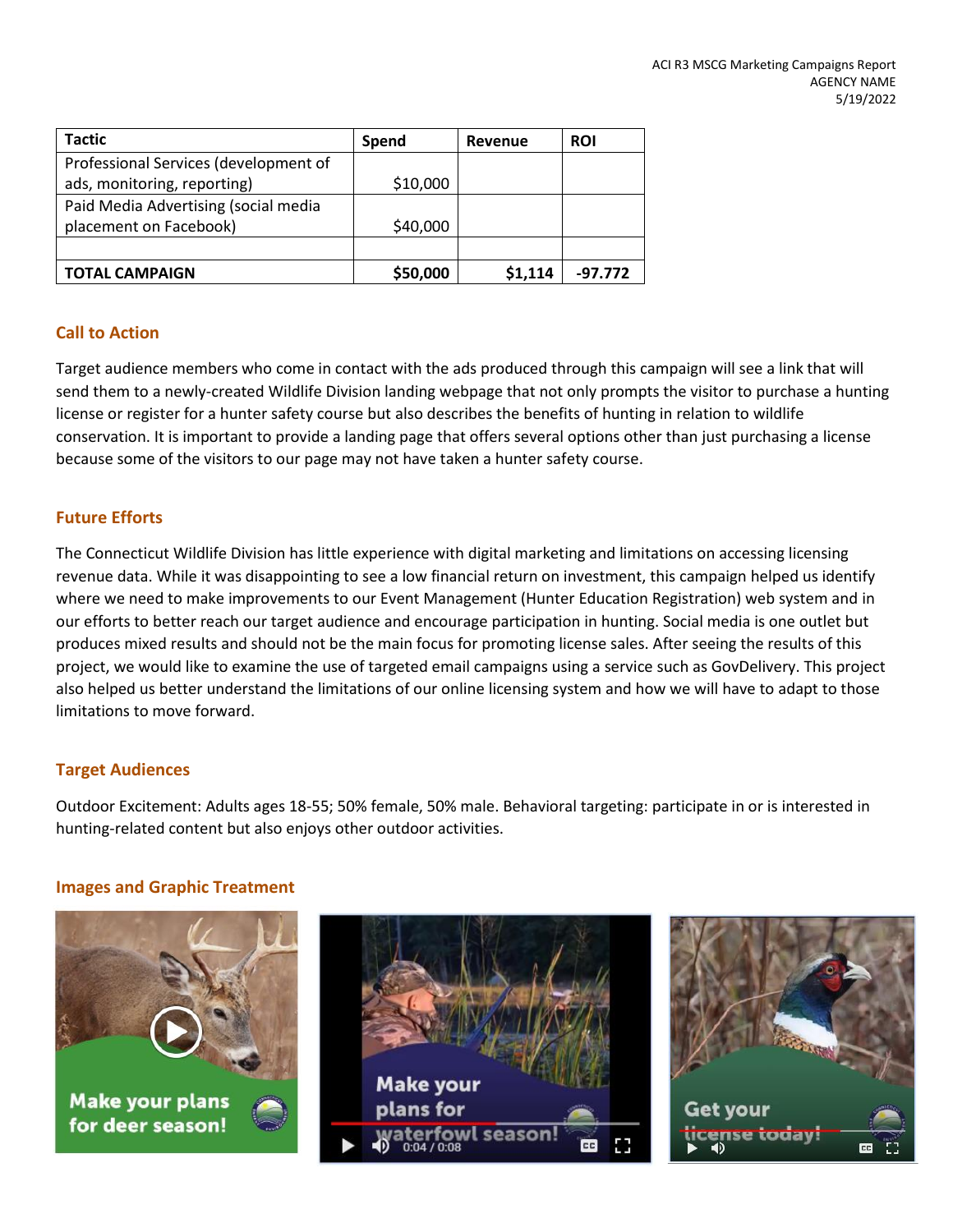| Tactic | Spend | Revenue | ROI |
|---|---|---|---|
| Professional Services (development of ads, monitoring, reporting) | $10,000 | | |
| Paid Media Advertising (social media placement on Facebook) | $40,000 | | |
| | | | |
| **TOTAL CAMPAIGN** | **$50,000** | **$1,114** | **-97.772** |

## Call to Action

Target audience members who come in contact with the ads produced through this campaign will see a link that will send them to a newly-created Wildlife Division landing webpage that not only prompts the visitor to purchase a hunting license or register for a hunter safety course but also describes the benefits of hunting in relation to wildlife conservation. It is important to provide a landing page that offers several options other than just purchasing a license because some of the visitors to our page may not have taken a hunter safety course.

## Future Efforts

The Connecticut Wildlife Division has little experience with digital marketing and limitations on accessing licensing revenue data. While it was disappointing to see a low financial return on investment, this campaign helped us identify where we need to make improvements to our Event Management (Hunter Education Registration) web system and in our efforts to better reach our target audience and encourage participation in hunting. Social media is one outlet but produces mixed results and should not be the main focus for promoting license sales. After seeing the results of this project, we would like to examine the use of targeted email campaigns using a service such as GovDelivery. This project also helped us better understand the limitations of our online licensing system and how we will have to adapt to those limitations to move forward.

## Target Audiences

Outdoor Excitement: Adults ages 18-55; 50% female, 50% male. Behavioral targeting: participate in or is interested in hunting-related content but also enjoys other outdoor activities.

## Images and Graphic Treatment